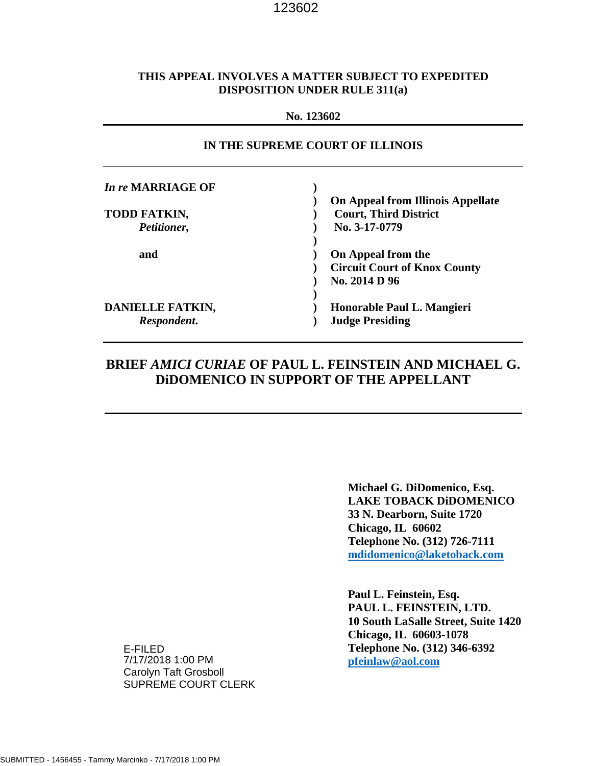**THIS APPEAL INVOLVES A MATTER SUBJECT TO EXPEDITED DISPOSITION UNDER RULE 311(a)**

**No. 123602**

**IN THE SUPREME COURT OF ILLINOIS**

| | | |
|---|---|---|
| ***In re* MARRIAGE OF** | ) | |
| | ) | **On Appeal from Illinois Appellate** |
| **TODD FATKIN,** | ) | **Court, Third District** |
| ***Petitioner,*** | ) | **No. 3-17-0779** |
| | ) | |
| **and** | ) | **On Appeal from the** |
| | ) | **Circuit Court of Knox County** |
| | ) | **No. 2014 D 96** |
| | ) | |
| **DANIELLE FATKIN,** | ) | **Honorable Paul L. Mangieri** |
| ***Respondent.*** | ) | **Judge Presiding** |

# BRIEF *AMICI CURIAE* OF PAUL L. FEINSTEIN AND MICHAEL G. DiDOMENICO IN SUPPORT OF THE APPELLANT

**Michael G. DiDomenico, Esq.**
**LAKE TOBACK DiDOMENICO**
**33 N. Dearborn, Suite 1720**
**Chicago, IL 60602**
**Telephone No. (312) 726-7111**
**mdidomenico@laketoback.com**

**Paul L. Feinstein, Esq.**
**PAUL L. FEINSTEIN, LTD.**
**10 South LaSalle Street, Suite 1420**
**Chicago, IL 60603-1078**
**Telephone No. (312) 346-6392**
**pfeinlaw@aol.com**

E-FILED
7/17/2018 1:00 PM
Carolyn Taft Grosboll
SUPREME COURT CLERK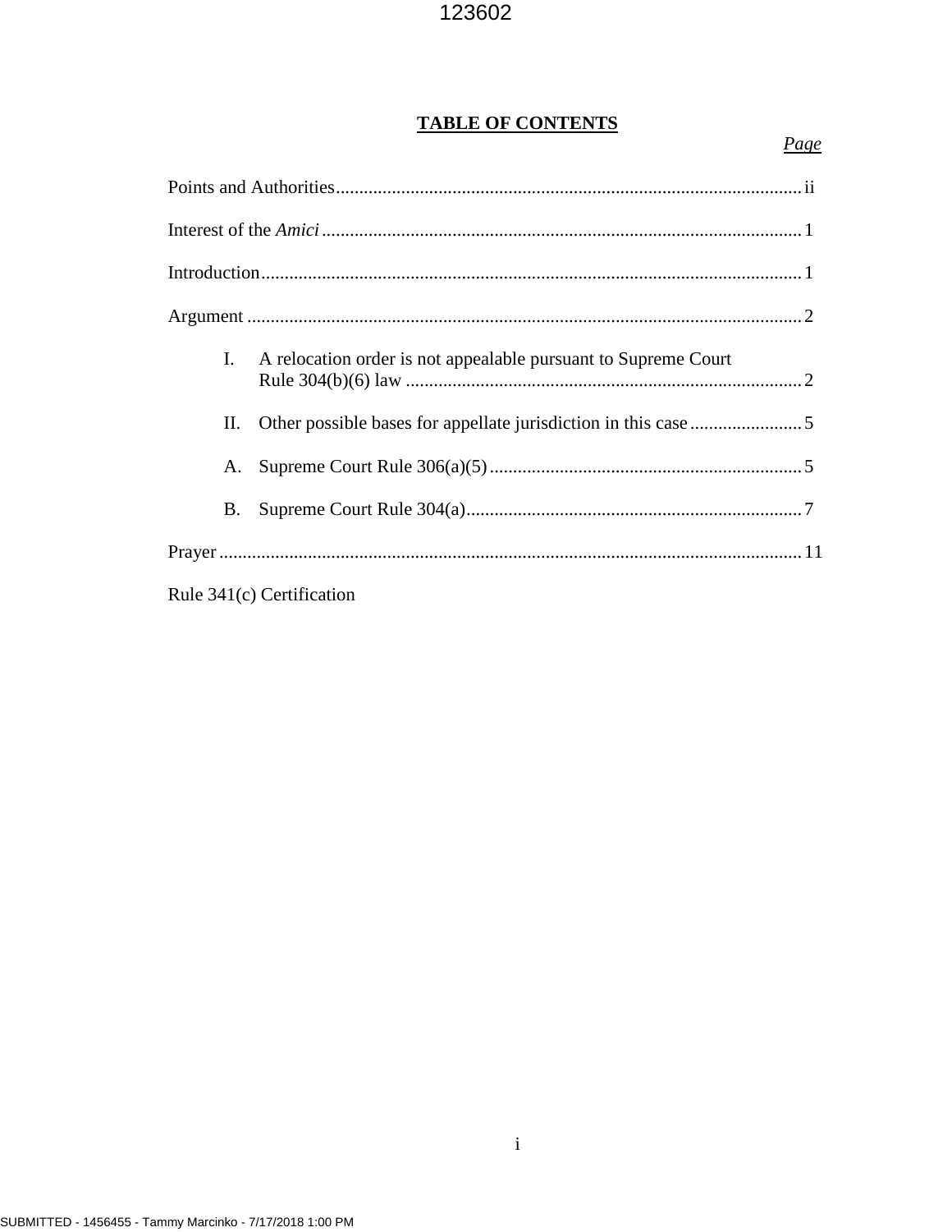# TABLE OF CONTENTS

| | Page |
|---|---|
| Points and Authorities | ii |
| Interest of the *Amici* | 1 |
| Introduction | 1 |
| Argument | 2 |
| I. A relocation order is not appealable pursuant to Supreme Court Rule 304(b)(6) law | 2 |
| II. Other possible bases for appellate jurisdiction in this case | 5 |
| A. Supreme Court Rule 306(a)(5) | 5 |
| B. Supreme Court Rule 304(a) | 7 |
| Prayer | 11 |
| Rule 341(c) Certification | |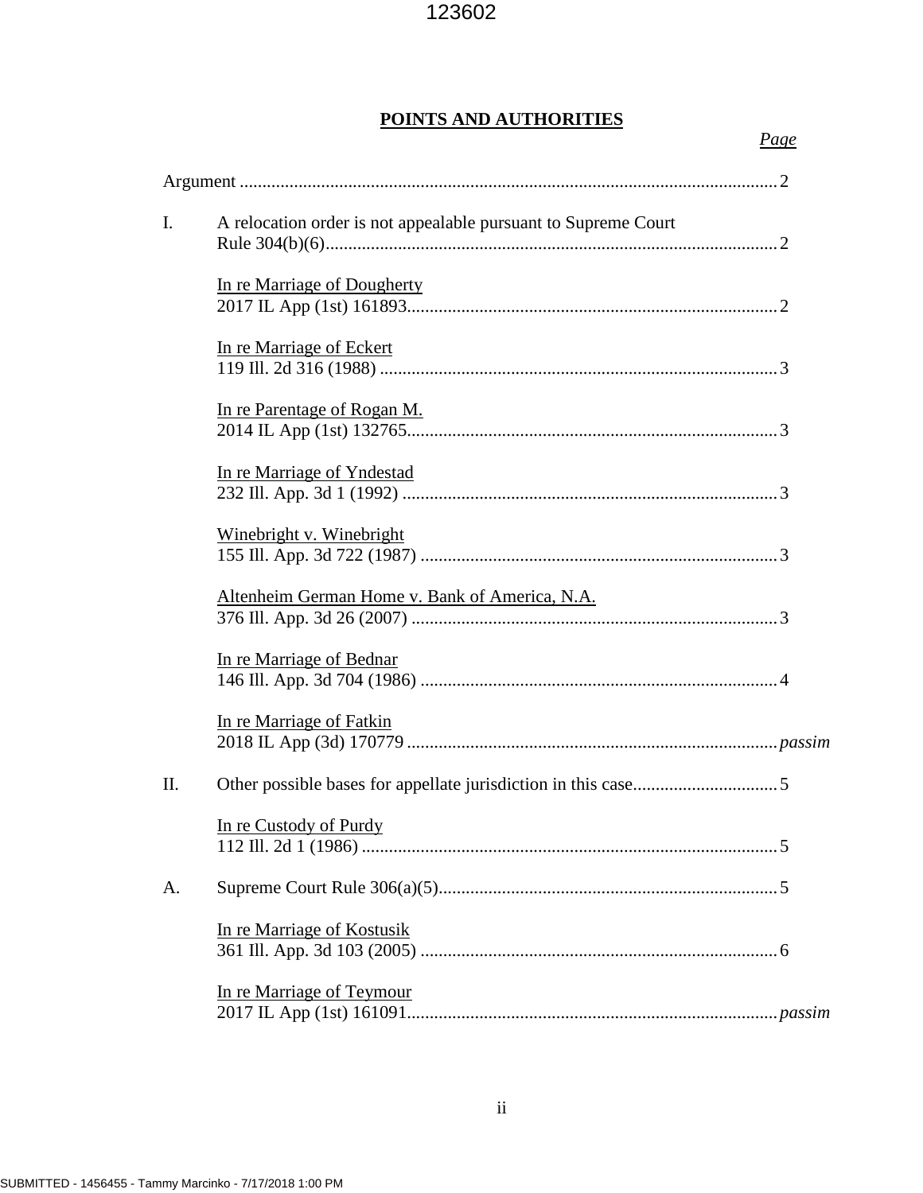## POINTS AND AUTHORITIES

*Page*

Argument .................................................................................................................... 2

I. A relocation order is not appealable pursuant to Supreme Court Rule 304(b)(6)..................................................................................................... 2

In re Marriage of Dougherty
2017 IL App (1st) 161893.................................................................................. 2

In re Marriage of Eckert
119 Ill. 2d 316 (1988) ........................................................................................ 3

In re Parentage of Rogan M.
2014 IL App (1st) 132765.................................................................................. 3

In re Marriage of Yndestad
232 Ill. App. 3d 1 (1992) ................................................................................... 3

Winebright v. Winebright
155 Ill. App. 3d 722 (1987) ............................................................................... 3

Altenheim German Home v. Bank of America, N.A.
376 Ill. App. 3d 26 (2007) ................................................................................. 3

In re Marriage of Bednar
146 Ill. App. 3d 704 (1986) ............................................................................... 4

In re Marriage of Fatkin
2018 IL App (3d) 170779 .................................................................................. *passim*

II. Other possible bases for appellate jurisdiction in this case................................ 5

In re Custody of Purdy
112 Ill. 2d 1 (1986) ............................................................................................ 5

A. Supreme Court Rule 306(a)(5)........................................................................... 5

In re Marriage of Kostusik
361 Ill. App. 3d 103 (2005) ............................................................................... 6

In re Marriage of Teymour
2017 IL App (1st) 161091.................................................................................. *passim*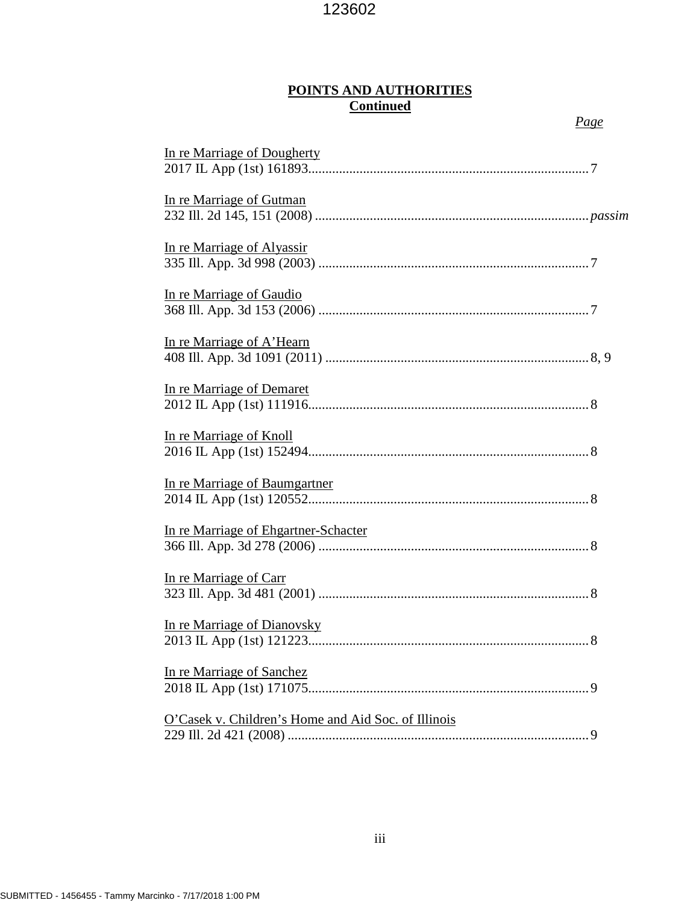**POINTS AND AUTHORITIES**
**Continued**

*Page*

In re Marriage of Dougherty
2017 IL App (1st) 161893.................................................................................7

In re Marriage of Gutman
232 Ill. 2d 145, 151 (2008) ...............................................................................*passim*

In re Marriage of Alyassir
335 Ill. App. 3d 998 (2003) ..............................................................................7

In re Marriage of Gaudio
368 Ill. App. 3d 153 (2006) ..............................................................................7

In re Marriage of A'Hearn
408 Ill. App. 3d 1091 (2011) ............................................................................8, 9

In re Marriage of Demaret
2012 IL App (1st) 111916.................................................................................8

In re Marriage of Knoll
2016 IL App (1st) 152494.................................................................................8

In re Marriage of Baumgartner
2014 IL App (1st) 120552.................................................................................8

In re Marriage of Ehgartner-Schacter
366 Ill. App. 3d 278 (2006) ..............................................................................8

In re Marriage of Carr
323 Ill. App. 3d 481 (2001) ..............................................................................8

In re Marriage of Dianovsky
2013 IL App (1st) 121223.................................................................................8

In re Marriage of Sanchez
2018 IL App (1st) 171075.................................................................................9

O'Casek v. Children's Home and Aid Soc. of Illinois
229 Ill. 2d 421 (2008) .......................................................................................9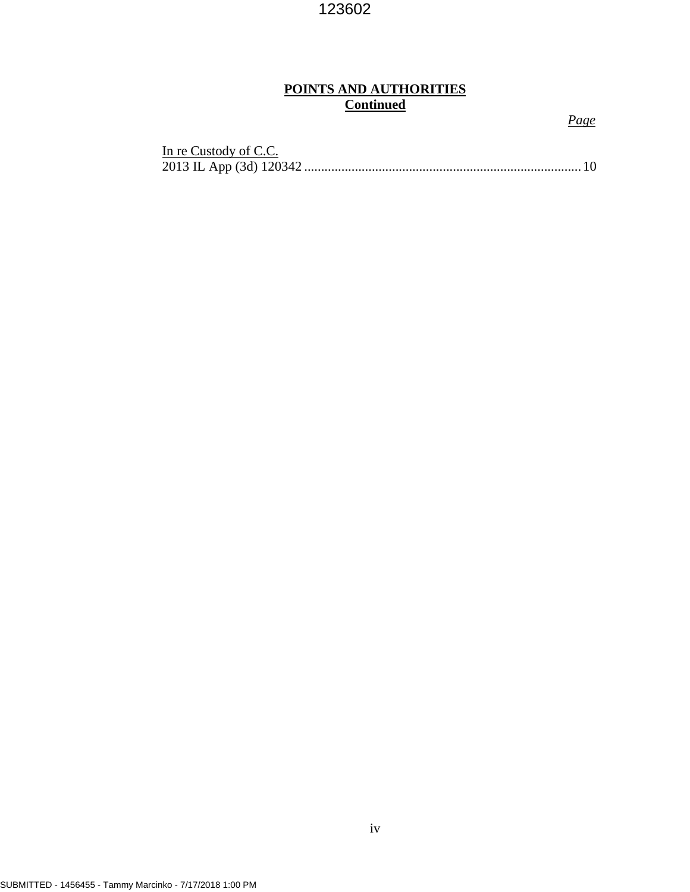**POINTS AND AUTHORITIES**
**Continued**

*Page*

In re Custody of C.C.
2013 IL App (3d) 120342 ........................................................................................ 10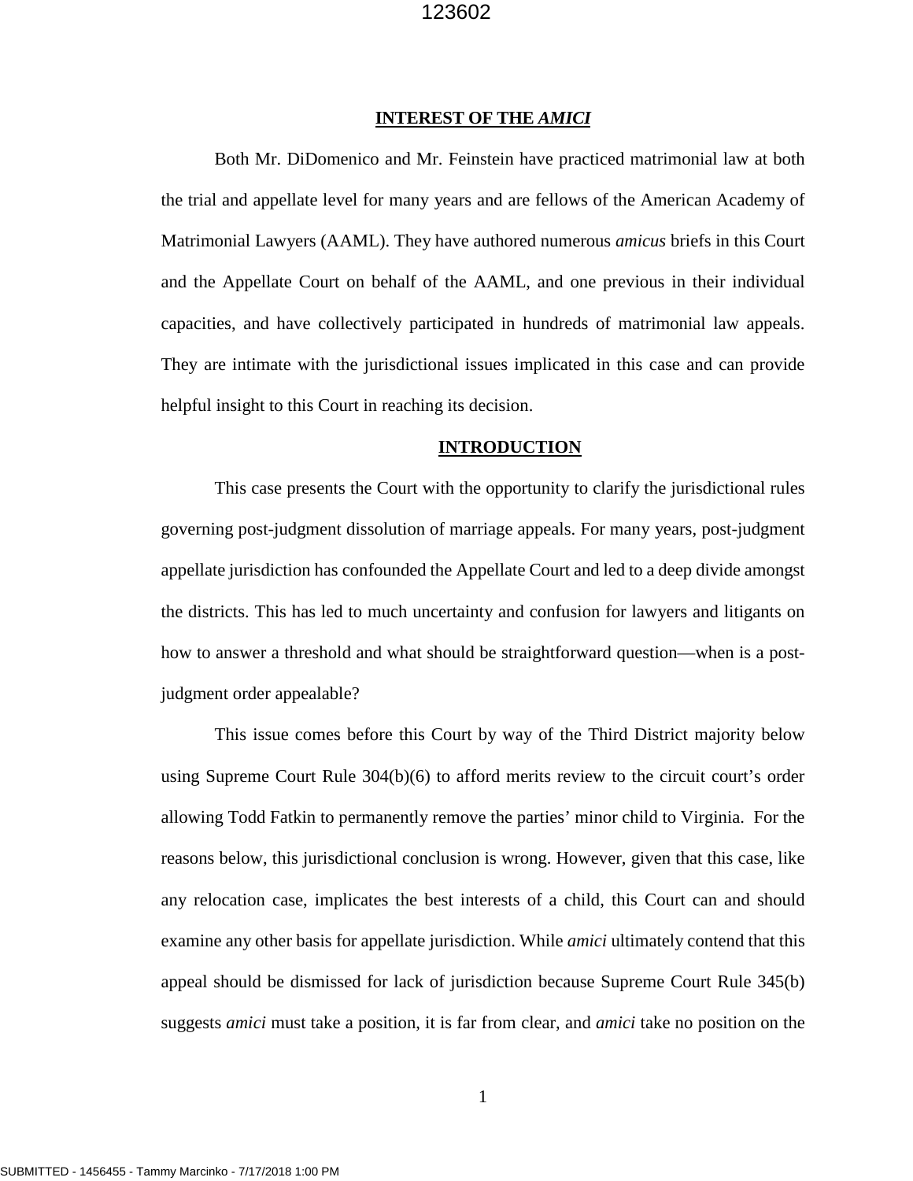## INTEREST OF THE *AMICI*

Both Mr. DiDomenico and Mr. Feinstein have practiced matrimonial law at both the trial and appellate level for many years and are fellows of the American Academy of Matrimonial Lawyers (AAML). They have authored numerous *amicus* briefs in this Court and the Appellate Court on behalf of the AAML, and one previous in their individual capacities, and have collectively participated in hundreds of matrimonial law appeals. They are intimate with the jurisdictional issues implicated in this case and can provide helpful insight to this Court in reaching its decision.

## INTRODUCTION

This case presents the Court with the opportunity to clarify the jurisdictional rules governing post-judgment dissolution of marriage appeals. For many years, post-judgment appellate jurisdiction has confounded the Appellate Court and led to a deep divide amongst the districts. This has led to much uncertainty and confusion for lawyers and litigants on how to answer a threshold and what should be straightforward question—when is a post-judgment order appealable?

This issue comes before this Court by way of the Third District majority below using Supreme Court Rule 304(b)(6) to afford merits review to the circuit court's order allowing Todd Fatkin to permanently remove the parties' minor child to Virginia. For the reasons below, this jurisdictional conclusion is wrong. However, given that this case, like any relocation case, implicates the best interests of a child, this Court can and should examine any other basis for appellate jurisdiction. While *amici* ultimately contend that this appeal should be dismissed for lack of jurisdiction because Supreme Court Rule 345(b) suggests *amici* must take a position, it is far from clear, and *amici* take no position on the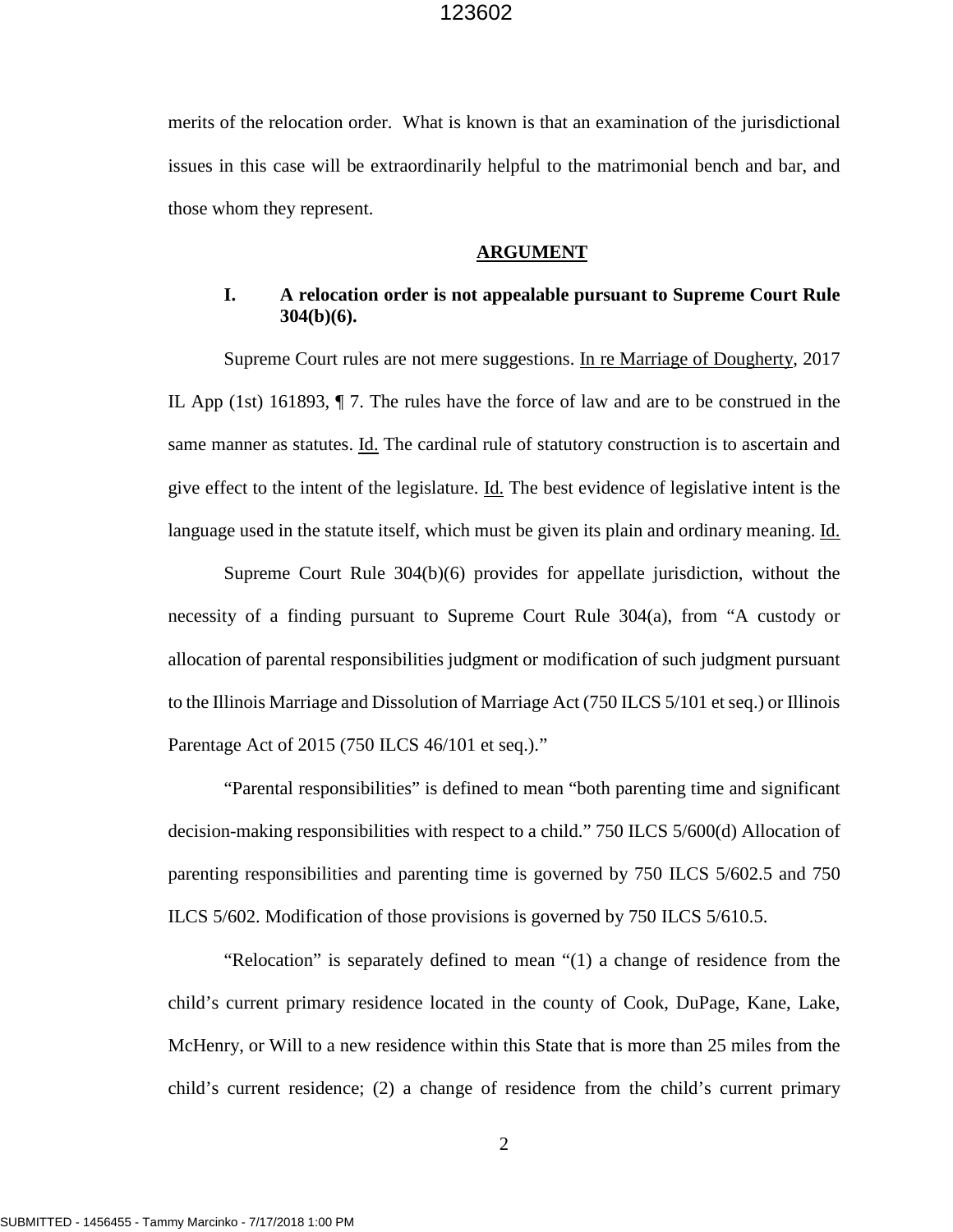merits of the relocation order. What is known is that an examination of the jurisdictional issues in this case will be extraordinarily helpful to the matrimonial bench and bar, and those whom they represent.

## ARGUMENT

### I. A relocation order is not appealable pursuant to Supreme Court Rule 304(b)(6).

Supreme Court rules are not mere suggestions. In re Marriage of Dougherty, 2017 IL App (1st) 161893, ¶ 7. The rules have the force of law and are to be construed in the same manner as statutes. Id. The cardinal rule of statutory construction is to ascertain and give effect to the intent of the legislature. Id. The best evidence of legislative intent is the language used in the statute itself, which must be given its plain and ordinary meaning. Id.

Supreme Court Rule 304(b)(6) provides for appellate jurisdiction, without the necessity of a finding pursuant to Supreme Court Rule 304(a), from "A custody or allocation of parental responsibilities judgment or modification of such judgment pursuant to the Illinois Marriage and Dissolution of Marriage Act (750 ILCS 5/101 et seq.) or Illinois Parentage Act of 2015 (750 ILCS 46/101 et seq.)."

"Parental responsibilities" is defined to mean "both parenting time and significant decision-making responsibilities with respect to a child." 750 ILCS 5/600(d) Allocation of parenting responsibilities and parenting time is governed by 750 ILCS 5/602.5 and 750 ILCS 5/602. Modification of those provisions is governed by 750 ILCS 5/610.5.

"Relocation" is separately defined to mean "(1) a change of residence from the child's current primary residence located in the county of Cook, DuPage, Kane, Lake, McHenry, or Will to a new residence within this State that is more than 25 miles from the child's current residence; (2) a change of residence from the child's current primary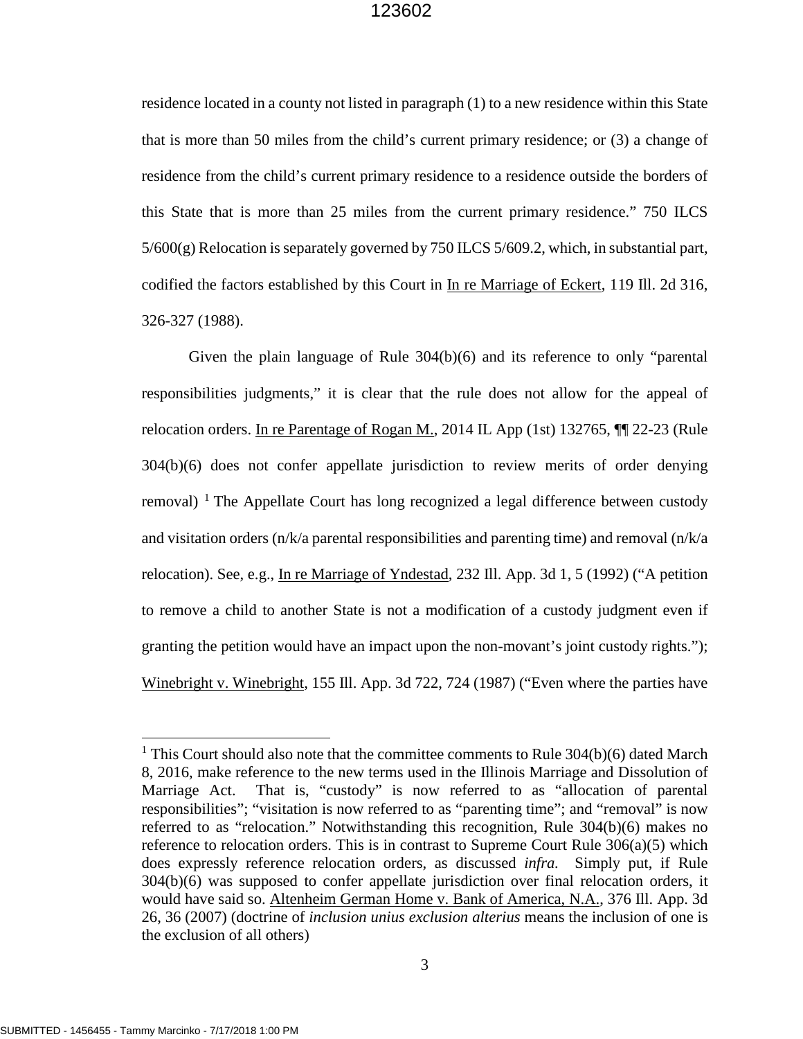residence located in a county not listed in paragraph (1) to a new residence within this State that is more than 50 miles from the child's current primary residence; or (3) a change of residence from the child's current primary residence to a residence outside the borders of this State that is more than 25 miles from the current primary residence." 750 ILCS 5/600(g) Relocation is separately governed by 750 ILCS 5/609.2, which, in substantial part, codified the factors established by this Court in In re Marriage of Eckert, 119 Ill. 2d 316, 326-327 (1988).

Given the plain language of Rule 304(b)(6) and its reference to only "parental responsibilities judgments," it is clear that the rule does not allow for the appeal of relocation orders. In re Parentage of Rogan M., 2014 IL App (1st) 132765, ¶¶ 22-23 (Rule 304(b)(6) does not confer appellate jurisdiction to review merits of order denying removal) [1] The Appellate Court has long recognized a legal difference between custody and visitation orders (n/k/a parental responsibilities and parenting time) and removal (n/k/a relocation). See, e.g., In re Marriage of Yndestad, 232 Ill. App. 3d 1, 5 (1992) ("A petition to remove a child to another State is not a modification of a custody judgment even if granting the petition would have an impact upon the non-movant's joint custody rights."); Winebright v. Winebright, 155 Ill. App. 3d 722, 724 (1987) ("Even where the parties have

---

[1] This Court should also note that the committee comments to Rule 304(b)(6) dated March 8, 2016, make reference to the new terms used in the Illinois Marriage and Dissolution of Marriage Act. That is, "custody" is now referred to as "allocation of parental responsibilities"; "visitation is now referred to as "parenting time"; and "removal" is now referred to as "relocation." Notwithstanding this recognition, Rule 304(b)(6) makes no reference to relocation orders. This is in contrast to Supreme Court Rule 306(a)(5) which does expressly reference relocation orders, as discussed *infra.* Simply put, if Rule 304(b)(6) was supposed to confer appellate jurisdiction over final relocation orders, it would have said so. Altenheim German Home v. Bank of America, N.A., 376 Ill. App. 3d 26, 36 (2007) (doctrine of *inclusion unius exclusion alterius* means the inclusion of one is the exclusion of all others)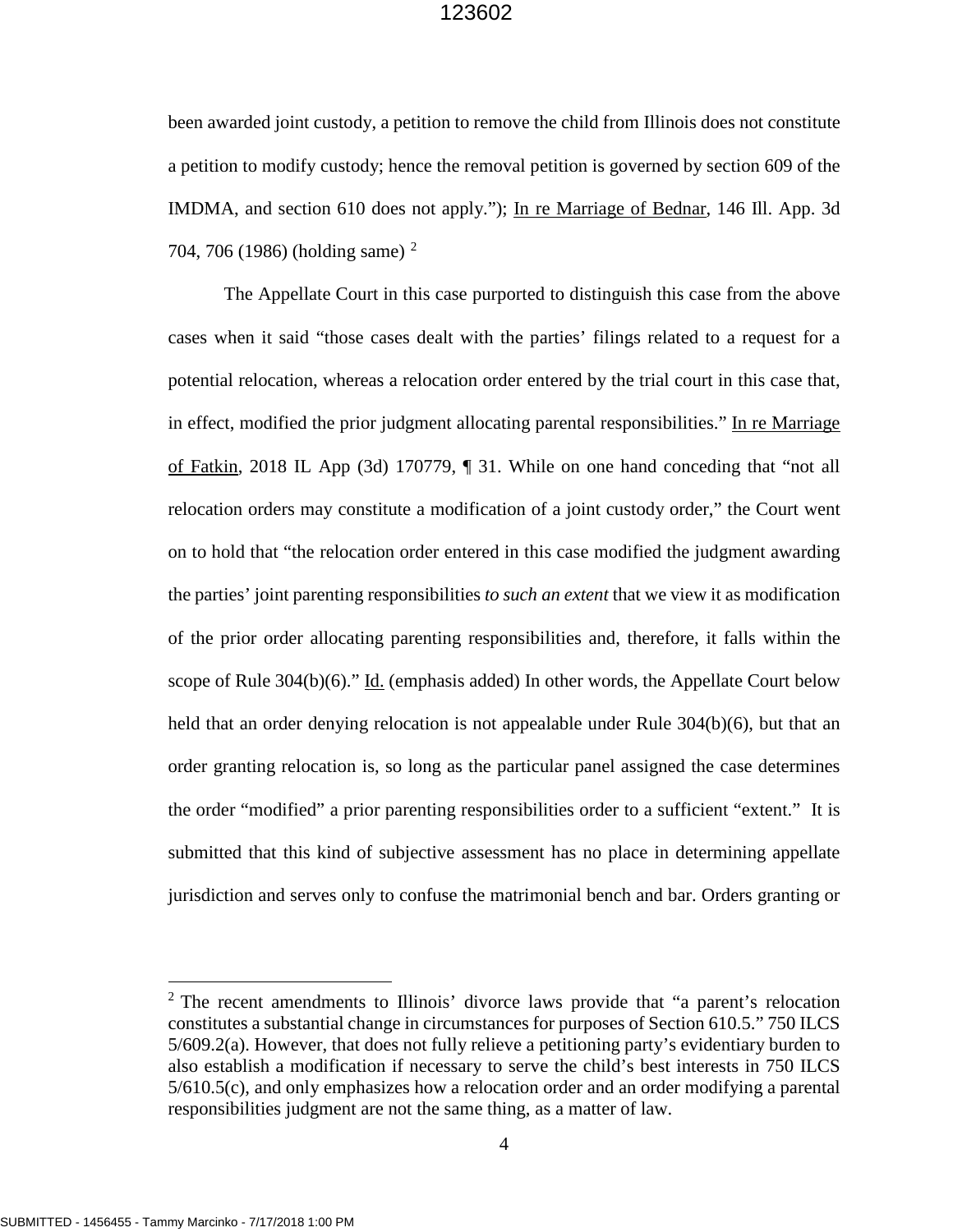been awarded joint custody, a petition to remove the child from Illinois does not constitute a petition to modify custody; hence the removal petition is governed by section 609 of the IMDMA, and section 610 does not apply."); In re Marriage of Bednar, 146 Ill. App. 3d 704, 706 (1986) (holding same) [2]

The Appellate Court in this case purported to distinguish this case from the above cases when it said "those cases dealt with the parties' filings related to a request for a potential relocation, whereas a relocation order entered by the trial court in this case that, in effect, modified the prior judgment allocating parental responsibilities." In re Marriage of Fatkin, 2018 IL App (3d) 170779, ¶ 31. While on one hand conceding that "not all relocation orders may constitute a modification of a joint custody order," the Court went on to hold that "the relocation order entered in this case modified the judgment awarding the parties' joint parenting responsibilities *to such an extent* that we view it as modification of the prior order allocating parenting responsibilities and, therefore, it falls within the scope of Rule 304(b)(6)." Id. (emphasis added) In other words, the Appellate Court below held that an order denying relocation is not appealable under Rule 304(b)(6), but that an order granting relocation is, so long as the particular panel assigned the case determines the order "modified" a prior parenting responsibilities order to a sufficient "extent." It is submitted that this kind of subjective assessment has no place in determining appellate jurisdiction and serves only to confuse the matrimonial bench and bar. Orders granting or

[2] The recent amendments to Illinois' divorce laws provide that "a parent's relocation constitutes a substantial change in circumstances for purposes of Section 610.5." 750 ILCS 5/609.2(a). However, that does not fully relieve a petitioning party's evidentiary burden to also establish a modification if necessary to serve the child's best interests in 750 ILCS 5/610.5(c), and only emphasizes how a relocation order and an order modifying a parental responsibilities judgment are not the same thing, as a matter of law.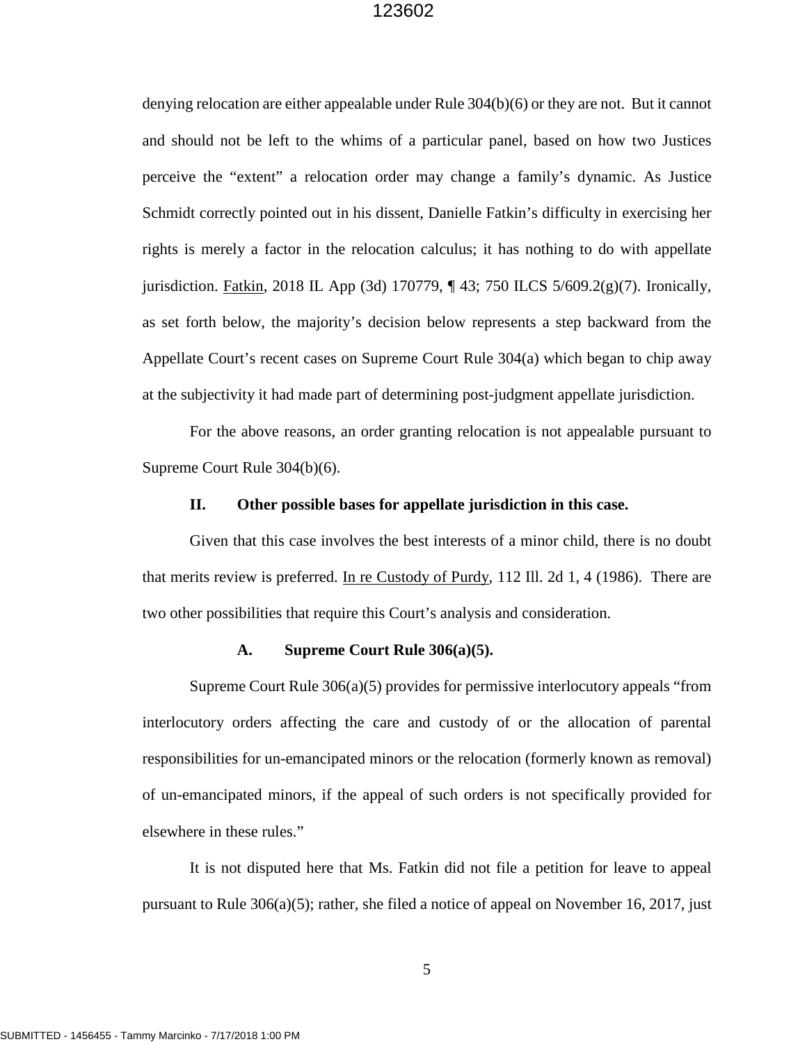denying relocation are either appealable under Rule 304(b)(6) or they are not. But it cannot and should not be left to the whims of a particular panel, based on how two Justices perceive the "extent" a relocation order may change a family's dynamic. As Justice Schmidt correctly pointed out in his dissent, Danielle Fatkin's difficulty in exercising her rights is merely a factor in the relocation calculus; it has nothing to do with appellate jurisdiction. Fatkin, 2018 IL App (3d) 170779, ¶ 43; 750 ILCS 5/609.2(g)(7). Ironically, as set forth below, the majority's decision below represents a step backward from the Appellate Court's recent cases on Supreme Court Rule 304(a) which began to chip away at the subjectivity it had made part of determining post-judgment appellate jurisdiction.

For the above reasons, an order granting relocation is not appealable pursuant to Supreme Court Rule 304(b)(6).

## II. Other possible bases for appellate jurisdiction in this case.

Given that this case involves the best interests of a minor child, there is no doubt that merits review is preferred. In re Custody of Purdy, 112 Ill. 2d 1, 4 (1986). There are two other possibilities that require this Court's analysis and consideration.

### A. Supreme Court Rule 306(a)(5).

Supreme Court Rule 306(a)(5) provides for permissive interlocutory appeals "from interlocutory orders affecting the care and custody of or the allocation of parental responsibilities for un-emancipated minors or the relocation (formerly known as removal) of un-emancipated minors, if the appeal of such orders is not specifically provided for elsewhere in these rules."

It is not disputed here that Ms. Fatkin did not file a petition for leave to appeal pursuant to Rule 306(a)(5); rather, she filed a notice of appeal on November 16, 2017, just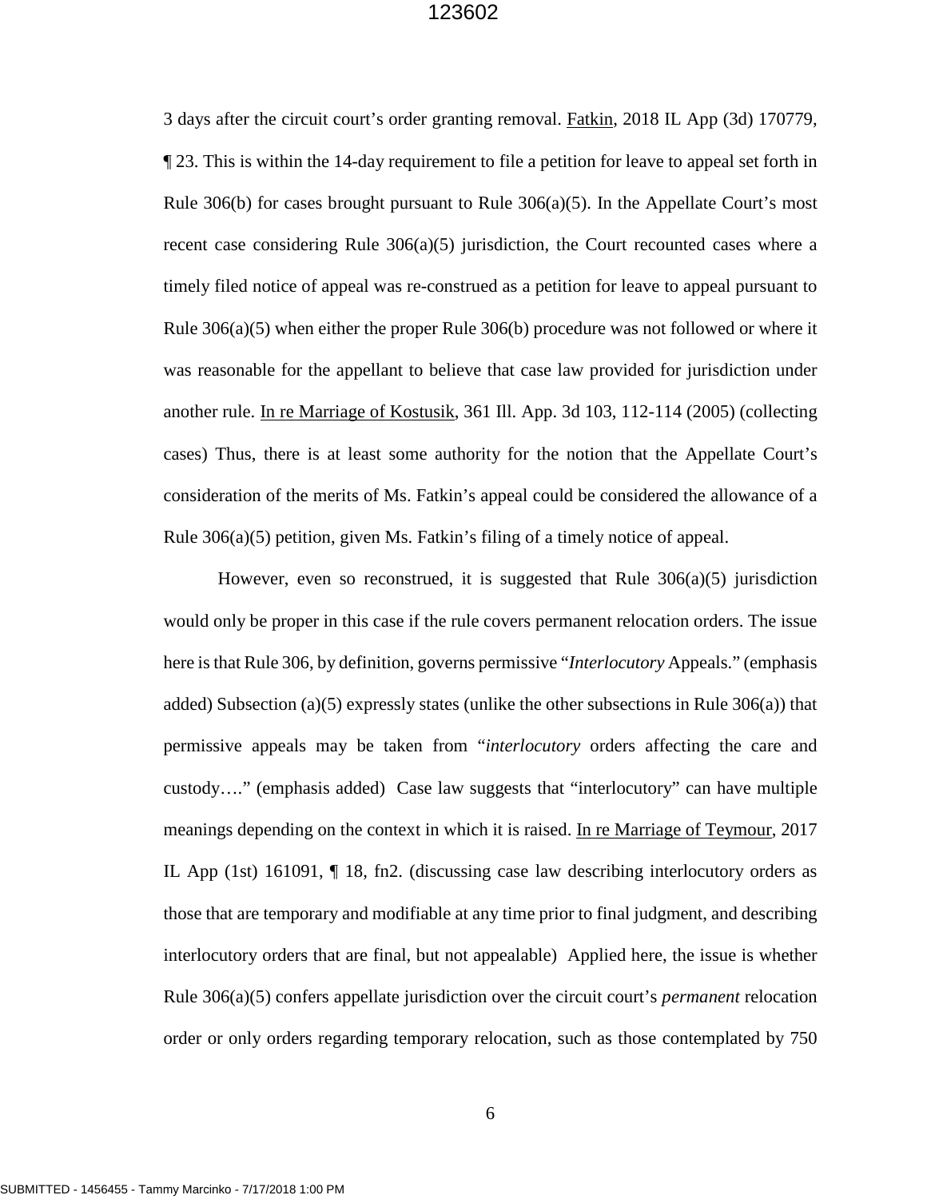3 days after the circuit court's order granting removal. Fatkin, 2018 IL App (3d) 170779, ¶ 23. This is within the 14-day requirement to file a petition for leave to appeal set forth in Rule 306(b) for cases brought pursuant to Rule 306(a)(5). In the Appellate Court's most recent case considering Rule 306(a)(5) jurisdiction, the Court recounted cases where a timely filed notice of appeal was re-construed as a petition for leave to appeal pursuant to Rule 306(a)(5) when either the proper Rule 306(b) procedure was not followed or where it was reasonable for the appellant to believe that case law provided for jurisdiction under another rule. In re Marriage of Kostusik, 361 Ill. App. 3d 103, 112-114 (2005) (collecting cases) Thus, there is at least some authority for the notion that the Appellate Court's consideration of the merits of Ms. Fatkin's appeal could be considered the allowance of a Rule 306(a)(5) petition, given Ms. Fatkin's filing of a timely notice of appeal.

However, even so reconstrued, it is suggested that Rule 306(a)(5) jurisdiction would only be proper in this case if the rule covers permanent relocation orders. The issue here is that Rule 306, by definition, governs permissive "*Interlocutory* Appeals." (emphasis added) Subsection (a)(5) expressly states (unlike the other subsections in Rule 306(a)) that permissive appeals may be taken from "*interlocutory* orders affecting the care and custody…." (emphasis added) Case law suggests that "interlocutory" can have multiple meanings depending on the context in which it is raised. In re Marriage of Teymour, 2017 IL App (1st) 161091, ¶ 18, fn2. (discussing case law describing interlocutory orders as those that are temporary and modifiable at any time prior to final judgment, and describing interlocutory orders that are final, but not appealable) Applied here, the issue is whether Rule 306(a)(5) confers appellate jurisdiction over the circuit court's *permanent* relocation order or only orders regarding temporary relocation, such as those contemplated by 750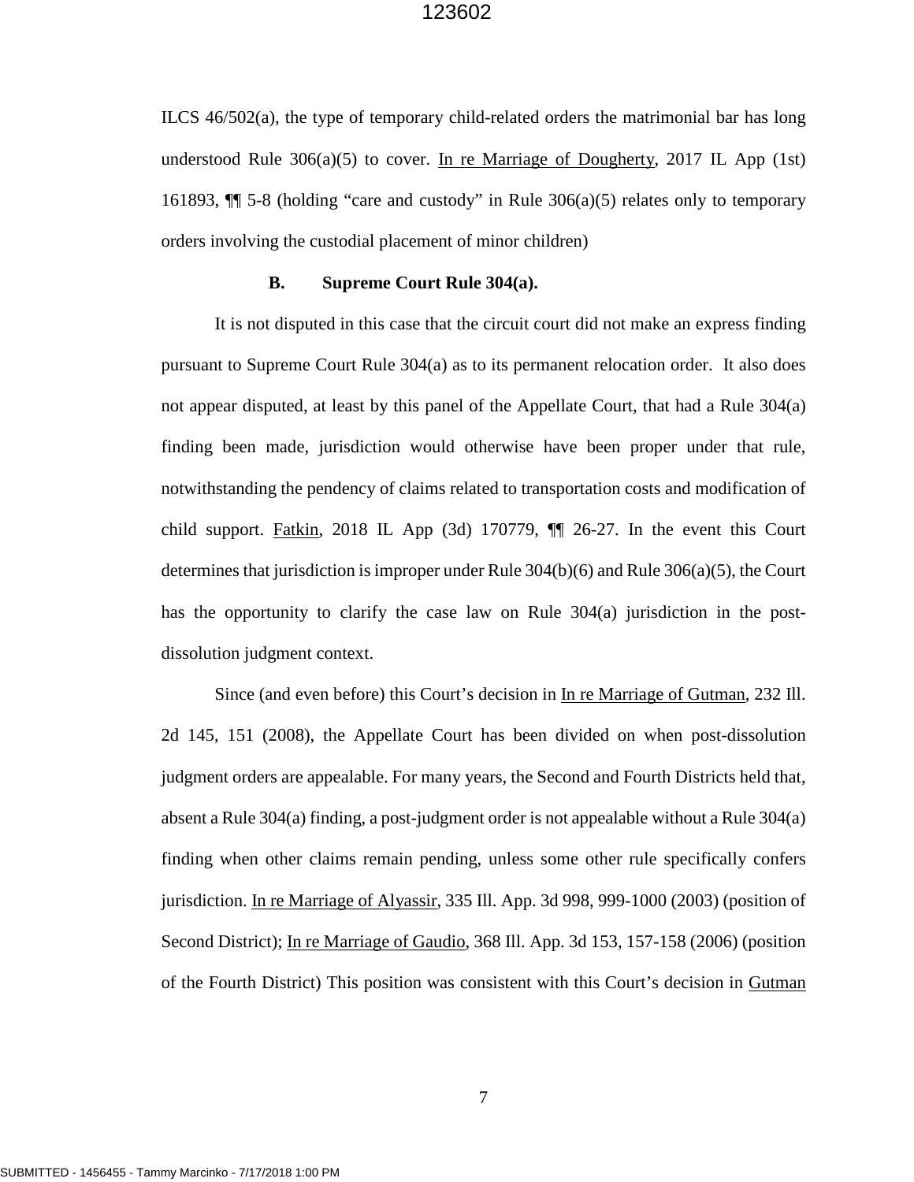ILCS 46/502(a), the type of temporary child-related orders the matrimonial bar has long understood Rule 306(a)(5) to cover. In re Marriage of Dougherty, 2017 IL App (1st) 161893, ¶¶ 5-8 (holding "care and custody" in Rule 306(a)(5) relates only to temporary orders involving the custodial placement of minor children)

### B. Supreme Court Rule 304(a).

It is not disputed in this case that the circuit court did not make an express finding pursuant to Supreme Court Rule 304(a) as to its permanent relocation order. It also does not appear disputed, at least by this panel of the Appellate Court, that had a Rule 304(a) finding been made, jurisdiction would otherwise have been proper under that rule, notwithstanding the pendency of claims related to transportation costs and modification of child support. Fatkin, 2018 IL App (3d) 170779, ¶¶ 26-27. In the event this Court determines that jurisdiction is improper under Rule 304(b)(6) and Rule 306(a)(5), the Court has the opportunity to clarify the case law on Rule 304(a) jurisdiction in the post-dissolution judgment context.

Since (and even before) this Court's decision in In re Marriage of Gutman, 232 Ill. 2d 145, 151 (2008), the Appellate Court has been divided on when post-dissolution judgment orders are appealable. For many years, the Second and Fourth Districts held that, absent a Rule 304(a) finding, a post-judgment order is not appealable without a Rule 304(a) finding when other claims remain pending, unless some other rule specifically confers jurisdiction. In re Marriage of Alyassir, 335 Ill. App. 3d 998, 999-1000 (2003) (position of Second District); In re Marriage of Gaudio, 368 Ill. App. 3d 153, 157-158 (2006) (position of the Fourth District) This position was consistent with this Court's decision in Gutman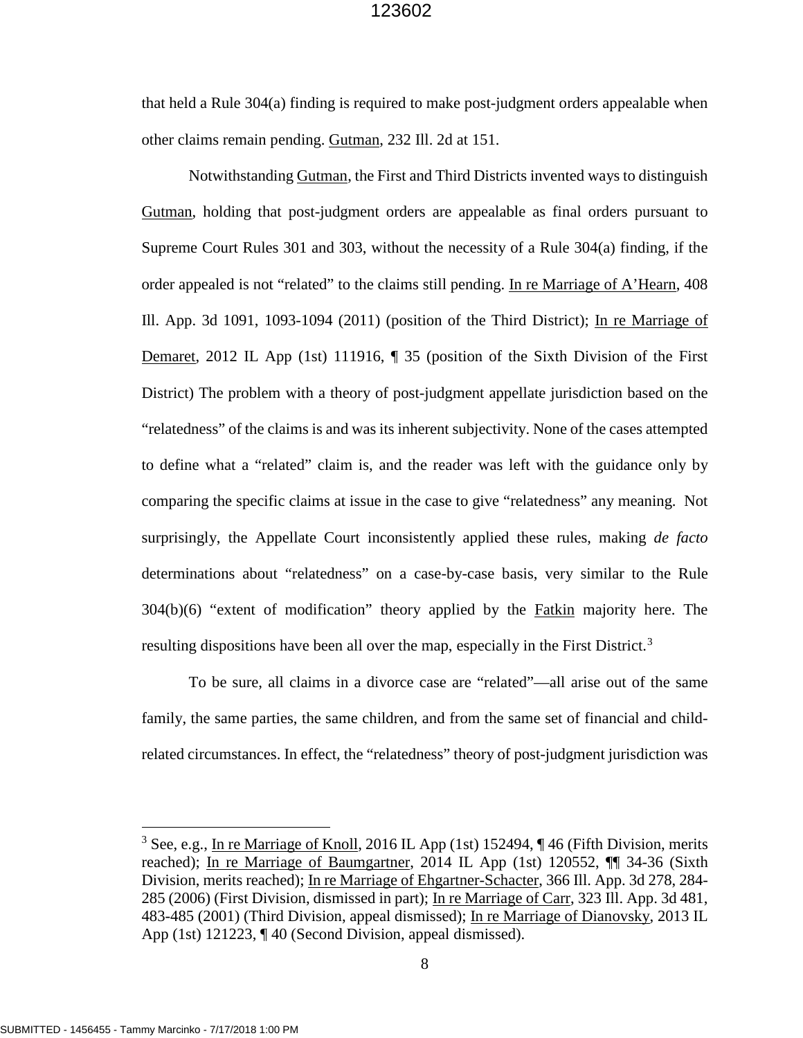that held a Rule 304(a) finding is required to make post-judgment orders appealable when other claims remain pending. Gutman, 232 Ill. 2d at 151.

Notwithstanding Gutman, the First and Third Districts invented ways to distinguish Gutman, holding that post-judgment orders are appealable as final orders pursuant to Supreme Court Rules 301 and 303, without the necessity of a Rule 304(a) finding, if the order appealed is not "related" to the claims still pending. In re Marriage of A'Hearn, 408 Ill. App. 3d 1091, 1093-1094 (2011) (position of the Third District); In re Marriage of Demaret, 2012 IL App (1st) 111916, ¶ 35 (position of the Sixth Division of the First District) The problem with a theory of post-judgment appellate jurisdiction based on the "relatedness" of the claims is and was its inherent subjectivity. None of the cases attempted to define what a "related" claim is, and the reader was left with the guidance only by comparing the specific claims at issue in the case to give "relatedness" any meaning. Not surprisingly, the Appellate Court inconsistently applied these rules, making *de facto* determinations about "relatedness" on a case-by-case basis, very similar to the Rule 304(b)(6) "extent of modification" theory applied by the Fatkin majority here. The resulting dispositions have been all over the map, especially in the First District.[3]

To be sure, all claims in a divorce case are "related"—all arise out of the same family, the same parties, the same children, and from the same set of financial and child-related circumstances. In effect, the "relatedness" theory of post-judgment jurisdiction was

---

[3] See, e.g., In re Marriage of Knoll, 2016 IL App (1st) 152494, ¶ 46 (Fifth Division, merits reached); In re Marriage of Baumgartner, 2014 IL App (1st) 120552, ¶¶ 34-36 (Sixth Division, merits reached); In re Marriage of Ehgartner-Schacter, 366 Ill. App. 3d 278, 284-285 (2006) (First Division, dismissed in part); In re Marriage of Carr, 323 Ill. App. 3d 481, 483-485 (2001) (Third Division, appeal dismissed); In re Marriage of Dianovsky, 2013 IL App (1st) 121223, ¶ 40 (Second Division, appeal dismissed).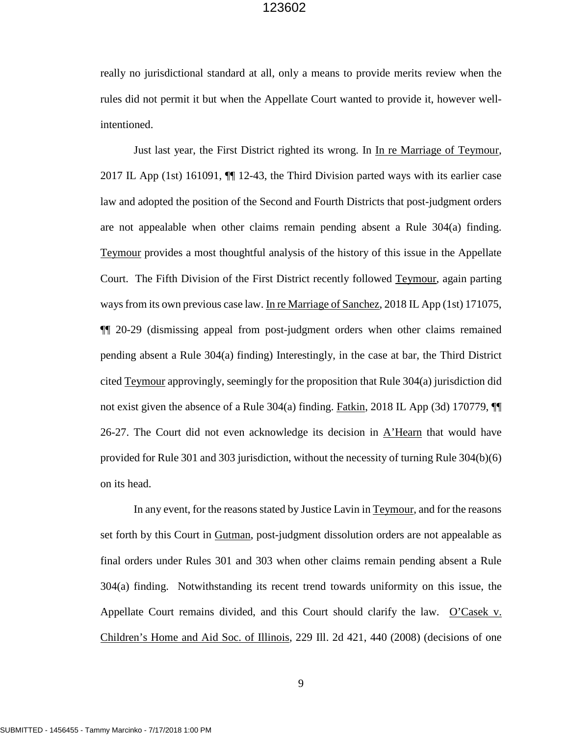really no jurisdictional standard at all, only a means to provide merits review when the rules did not permit it but when the Appellate Court wanted to provide it, however well-intentioned.

Just last year, the First District righted its wrong. In In re Marriage of Teymour, 2017 IL App (1st) 161091, ¶¶ 12-43, the Third Division parted ways with its earlier case law and adopted the position of the Second and Fourth Districts that post-judgment orders are not appealable when other claims remain pending absent a Rule 304(a) finding. Teymour provides a most thoughtful analysis of the history of this issue in the Appellate Court. The Fifth Division of the First District recently followed Teymour, again parting ways from its own previous case law. In re Marriage of Sanchez, 2018 IL App (1st) 171075, ¶¶ 20-29 (dismissing appeal from post-judgment orders when other claims remained pending absent a Rule 304(a) finding) Interestingly, in the case at bar, the Third District cited Teymour approvingly, seemingly for the proposition that Rule 304(a) jurisdiction did not exist given the absence of a Rule 304(a) finding. Fatkin, 2018 IL App (3d) 170779, ¶¶ 26-27. The Court did not even acknowledge its decision in A'Hearn that would have provided for Rule 301 and 303 jurisdiction, without the necessity of turning Rule 304(b)(6) on its head.

In any event, for the reasons stated by Justice Lavin in Teymour, and for the reasons set forth by this Court in Gutman, post-judgment dissolution orders are not appealable as final orders under Rules 301 and 303 when other claims remain pending absent a Rule 304(a) finding. Notwithstanding its recent trend towards uniformity on this issue, the Appellate Court remains divided, and this Court should clarify the law. O'Casek v. Children's Home and Aid Soc. of Illinois, 229 Ill. 2d 421, 440 (2008) (decisions of one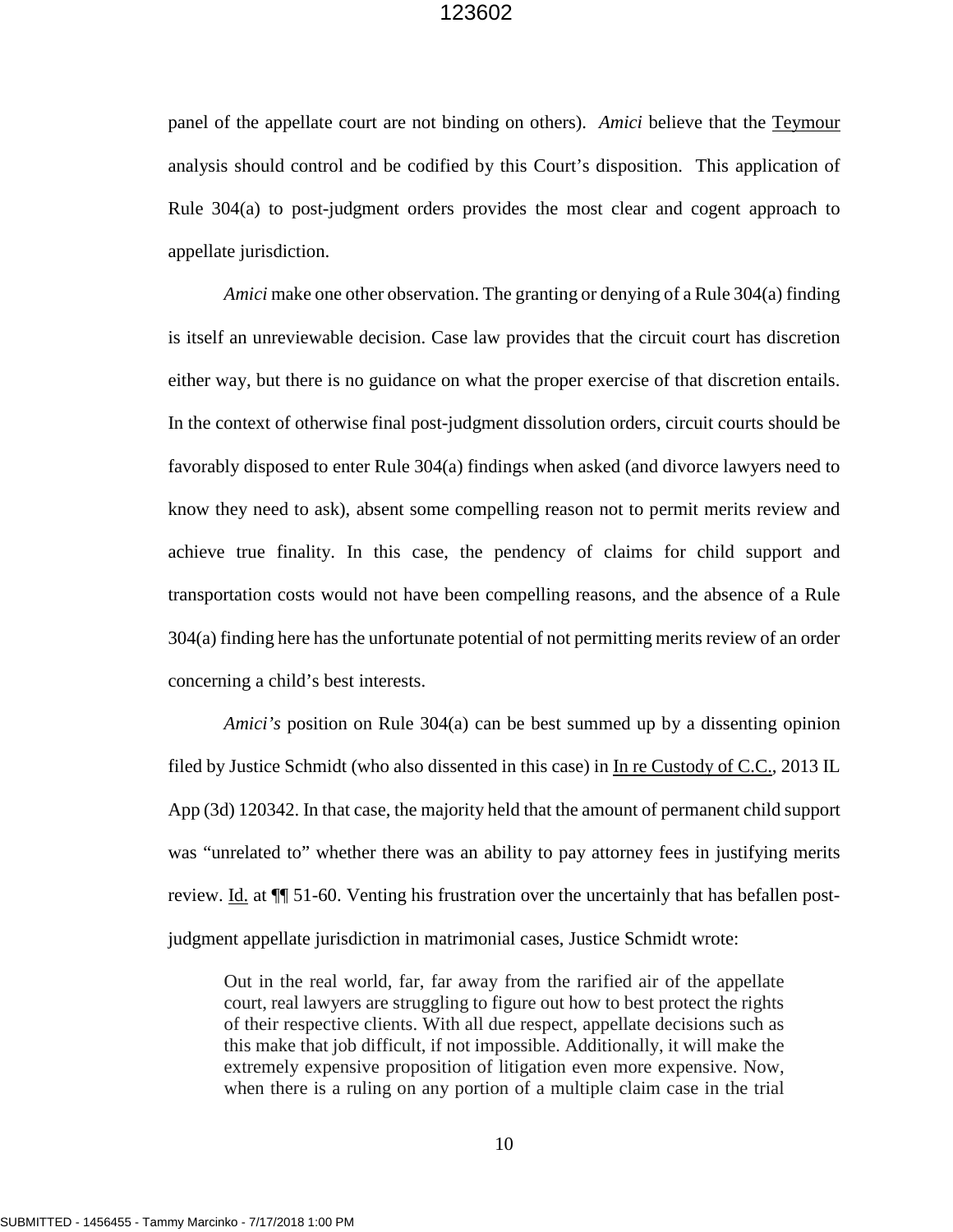panel of the appellate court are not binding on others). *Amici* believe that the Teymour analysis should control and be codified by this Court's disposition. This application of Rule 304(a) to post-judgment orders provides the most clear and cogent approach to appellate jurisdiction.

*Amici* make one other observation. The granting or denying of a Rule 304(a) finding is itself an unreviewable decision. Case law provides that the circuit court has discretion either way, but there is no guidance on what the proper exercise of that discretion entails. In the context of otherwise final post-judgment dissolution orders, circuit courts should be favorably disposed to enter Rule 304(a) findings when asked (and divorce lawyers need to know they need to ask), absent some compelling reason not to permit merits review and achieve true finality. In this case, the pendency of claims for child support and transportation costs would not have been compelling reasons, and the absence of a Rule 304(a) finding here has the unfortunate potential of not permitting merits review of an order concerning a child's best interests.

*Amici's* position on Rule 304(a) can be best summed up by a dissenting opinion filed by Justice Schmidt (who also dissented in this case) in In re Custody of C.C., 2013 IL App (3d) 120342. In that case, the majority held that the amount of permanent child support was "unrelated to" whether there was an ability to pay attorney fees in justifying merits review. Id. at ¶¶ 51-60. Venting his frustration over the uncertainly that has befallen post-judgment appellate jurisdiction in matrimonial cases, Justice Schmidt wrote:

> Out in the real world, far, far away from the rarified air of the appellate court, real lawyers are struggling to figure out how to best protect the rights of their respective clients. With all due respect, appellate decisions such as this make that job difficult, if not impossible. Additionally, it will make the extremely expensive proposition of litigation even more expensive. Now, when there is a ruling on any portion of a multiple claim case in the trial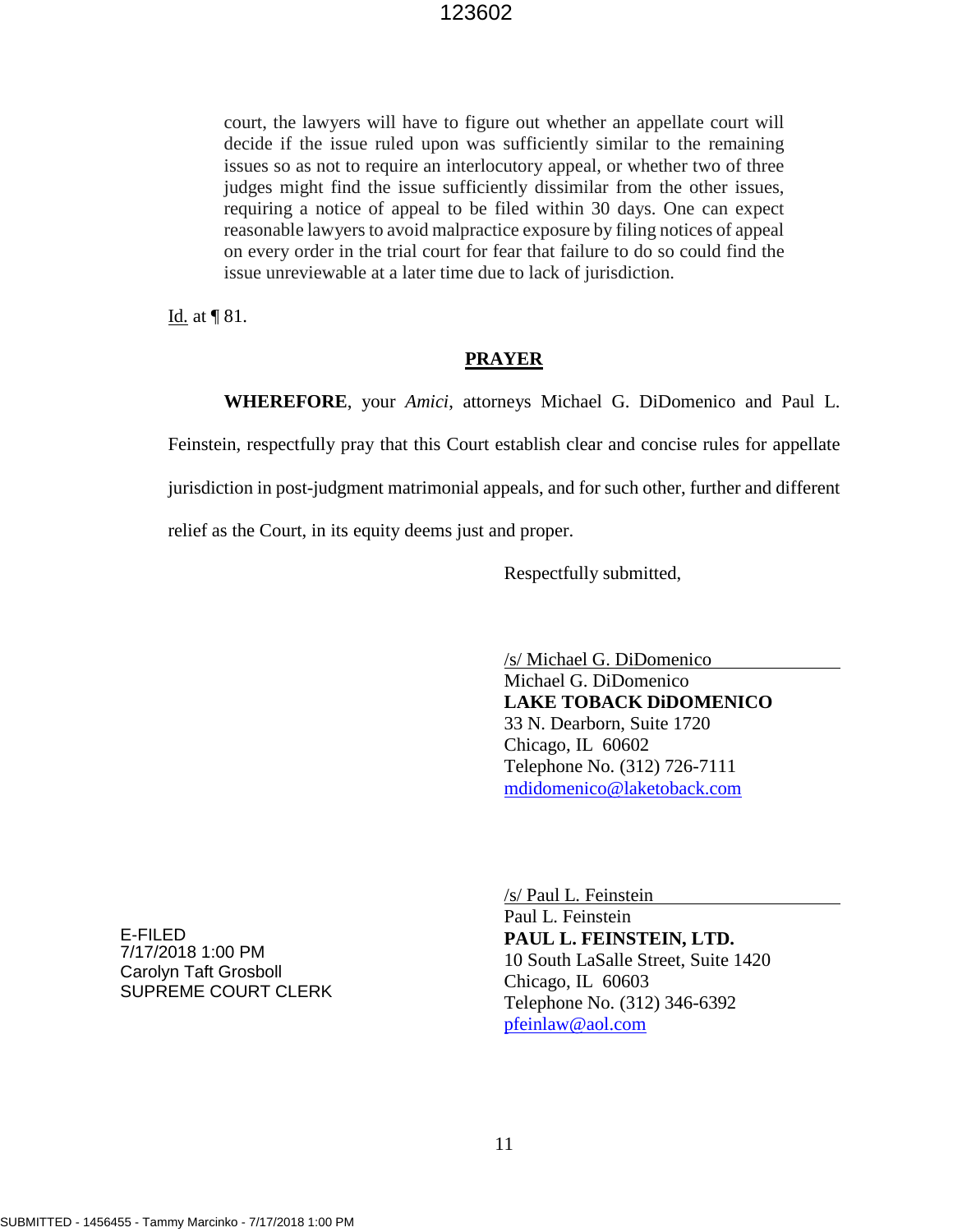> court, the lawyers will have to figure out whether an appellate court will decide if the issue ruled upon was sufficiently similar to the remaining issues so as not to require an interlocutory appeal, or whether two of three judges might find the issue sufficiently dissimilar from the other issues, requiring a notice of appeal to be filed within 30 days. One can expect reasonable lawyers to avoid malpractice exposure by filing notices of appeal on every order in the trial court for fear that failure to do so could find the issue unreviewable at a later time due to lack of jurisdiction.

Id. at ¶ 81.

## PRAYER

**WHEREFORE**, your *Amici*, attorneys Michael G. DiDomenico and Paul L. Feinstein, respectfully pray that this Court establish clear and concise rules for appellate jurisdiction in post-judgment matrimonial appeals, and for such other, further and different relief as the Court, in its equity deems just and proper.

Respectfully submitted,

/s/ Michael G. DiDomenico
Michael G. DiDomenico
**LAKE TOBACK DiDOMENICO**
33 N. Dearborn, Suite 1720
Chicago, IL 60602
Telephone No. (312) 726-7111
mdidomenico@laketoback.com

/s/ Paul L. Feinstein
Paul L. Feinstein
**PAUL L. FEINSTEIN, LTD.**
10 South LaSalle Street, Suite 1420
Chicago, IL 60603
Telephone No. (312) 346-6392
pfeinlaw@aol.com

E-FILED
7/17/2018 1:00 PM
Carolyn Taft Grosboll
SUPREME COURT CLERK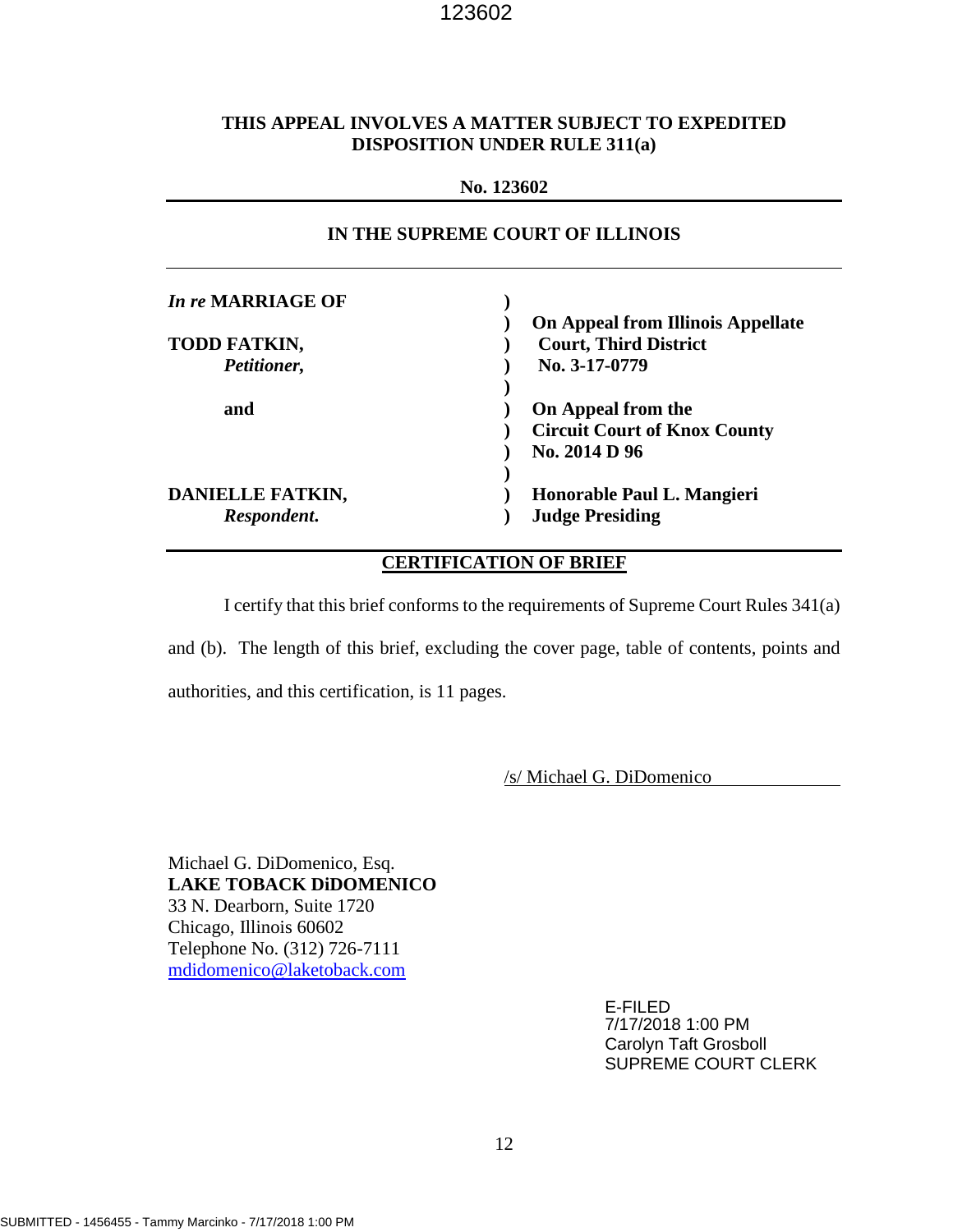**THIS APPEAL INVOLVES A MATTER SUBJECT TO EXPEDITED DISPOSITION UNDER RULE 311(a)**

**No. 123602**

---

**IN THE SUPREME COURT OF ILLINOIS**

---

| | | |
|---|---|---|
| ***In re*** **MARRIAGE OF** | ) | |
| | ) | **On Appeal from Illinois Appellate** |
| **TODD FATKIN,** | ) | **Court, Third District** |
| ***Petitioner,*** | ) | **No. 3-17-0779** |
| | ) | |
| **and** | ) | **On Appeal from the** |
| | ) | **Circuit Court of Knox County** |
| | ) | **No. 2014 D 96** |
| | ) | |
| **DANIELLE FATKIN,** | ) | **Honorable Paul L. Mangieri** |
| ***Respondent.*** | ) | **Judge Presiding** |

---

**CERTIFICATION OF BRIEF**

I certify that this brief conforms to the requirements of Supreme Court Rules 341(a) and (b). The length of this brief, excluding the cover page, table of contents, points and authorities, and this certification, is 11 pages.

/s/ Michael G. DiDomenico

Michael G. DiDomenico, Esq.
**LAKE TOBACK DiDOMENICO**
33 N. Dearborn, Suite 1720
Chicago, Illinois 60602
Telephone No. (312) 726-7111
mdidomenico@laketoback.com

E-FILED
7/17/2018 1:00 PM
Carolyn Taft Grosboll
SUPREME COURT CLERK